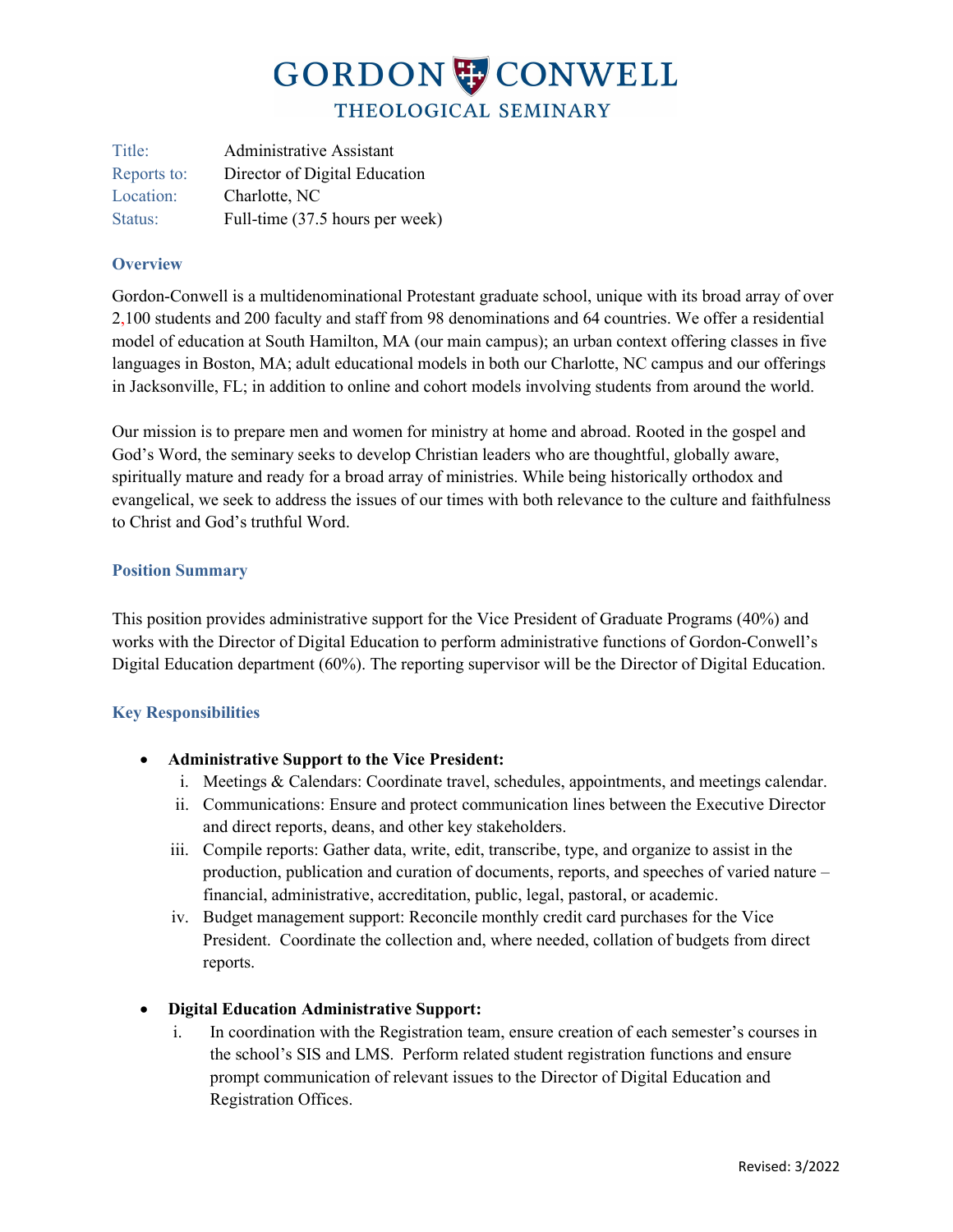# GORDON CONWELL
## THEOLOGICAL SEMINARY

| | |
|---|---|
| Title: | Administrative Assistant |
| Reports to: | Director of Digital Education |
| Location: | Charlotte, NC |
| Status: | Full-time (37.5 hours per week) |

### Overview

Gordon-Conwell is a multidenominational Protestant graduate school, unique with its broad array of over 2,100 students and 200 faculty and staff from 98 denominations and 64 countries. We offer a residential model of education at South Hamilton, MA (our main campus); an urban context offering classes in five languages in Boston, MA; adult educational models in both our Charlotte, NC campus and our offerings in Jacksonville, FL; in addition to online and cohort models involving students from around the world.

Our mission is to prepare men and women for ministry at home and abroad. Rooted in the gospel and God's Word, the seminary seeks to develop Christian leaders who are thoughtful, globally aware, spiritually mature and ready for a broad array of ministries. While being historically orthodox and evangelical, we seek to address the issues of our times with both relevance to the culture and faithfulness to Christ and God's truthful Word.

### Position Summary

This position provides administrative support for the Vice President of Graduate Programs (40%) and works with the Director of Digital Education to perform administrative functions of Gordon-Conwell's Digital Education department (60%). The reporting supervisor will be the Director of Digital Education.

### Key Responsibilities

- **Administrative Support to the Vice President:**
  1. Meetings & Calendars: Coordinate travel, schedules, appointments, and meetings calendar.
  2. Communications: Ensure and protect communication lines between the Executive Director and direct reports, deans, and other key stakeholders.
  3. Compile reports: Gather data, write, edit, transcribe, type, and organize to assist in the production, publication and curation of documents, reports, and speeches of varied nature – financial, administrative, accreditation, public, legal, pastoral, or academic.
  4. Budget management support: Reconcile monthly credit card purchases for the Vice President. Coordinate the collection and, where needed, collation of budgets from direct reports.

- **Digital Education Administrative Support:**
  1. In coordination with the Registration team, ensure creation of each semester's courses in the school's SIS and LMS. Perform related student registration functions and ensure prompt communication of relevant issues to the Director of Digital Education and Registration Offices.

Revised: 3/2022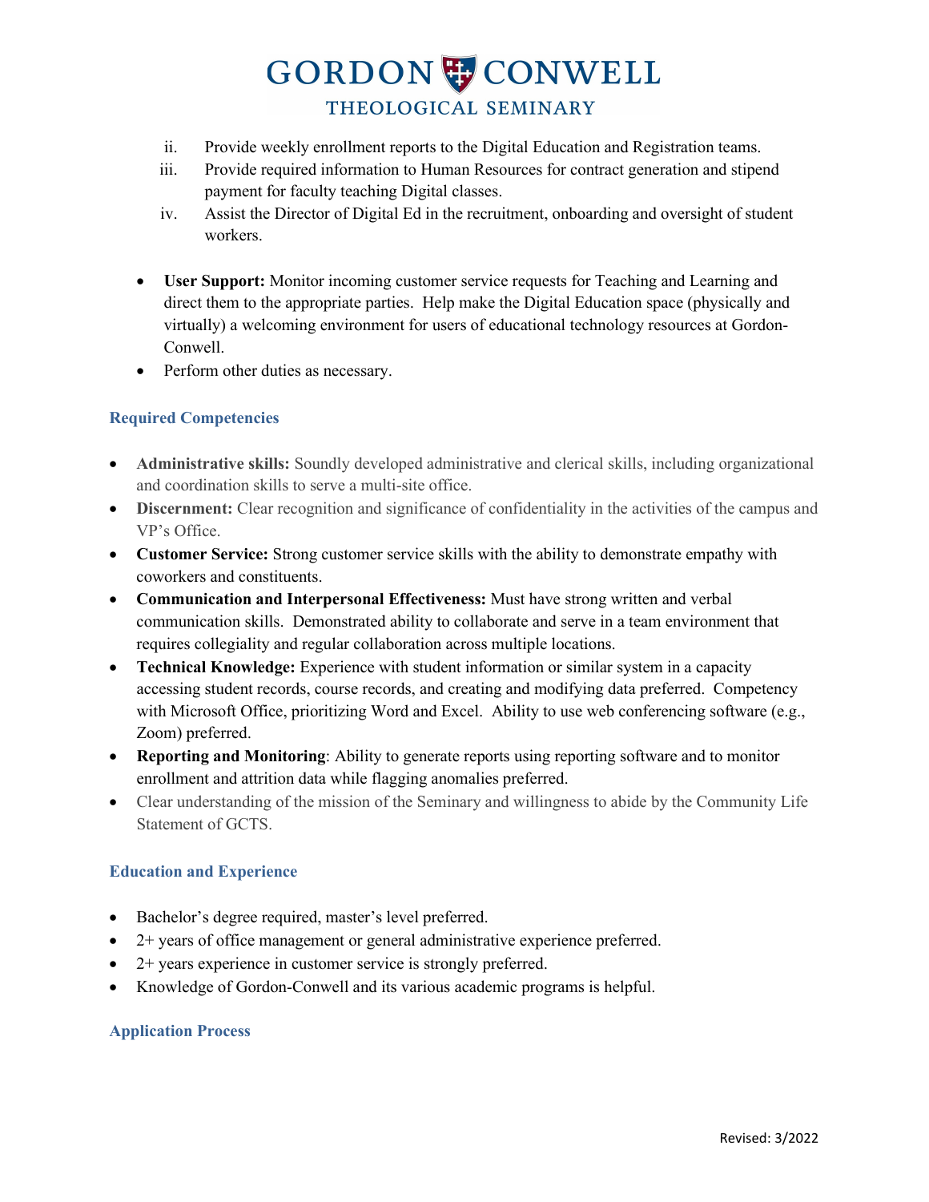ii. Provide weekly enrollment reports to the Digital Education and Registration teams.
   iii. Provide required information to Human Resources for contract generation and stipend payment for faculty teaching Digital classes.
   iv. Assist the Director of Digital Ed in the recruitment, onboarding and oversight of student workers.

- **User Support:** Monitor incoming customer service requests for Teaching and Learning and direct them to the appropriate parties. Help make the Digital Education space (physically and virtually) a welcoming environment for users of educational technology resources at Gordon-Conwell.
- Perform other duties as necessary.

### Required Competencies

- **Administrative skills:** Soundly developed administrative and clerical skills, including organizational and coordination skills to serve a multi-site office.
- **Discernment:** Clear recognition and significance of confidentiality in the activities of the campus and VP's Office.
- **Customer Service:** Strong customer service skills with the ability to demonstrate empathy with coworkers and constituents.
- **Communication and Interpersonal Effectiveness:** Must have strong written and verbal communication skills. Demonstrated ability to collaborate and serve in a team environment that requires collegiality and regular collaboration across multiple locations.
- **Technical Knowledge:** Experience with student information or similar system in a capacity accessing student records, course records, and creating and modifying data preferred. Competency with Microsoft Office, prioritizing Word and Excel. Ability to use web conferencing software (e.g., Zoom) preferred.
- **Reporting and Monitoring**: Ability to generate reports using reporting software and to monitor enrollment and attrition data while flagging anomalies preferred.
- Clear understanding of the mission of the Seminary and willingness to abide by the Community Life Statement of GCTS.

### Education and Experience

- Bachelor's degree required, master's level preferred.
- 2+ years of office management or general administrative experience preferred.
- 2+ years experience in customer service is strongly preferred.
- Knowledge of Gordon-Conwell and its various academic programs is helpful.

### Application Process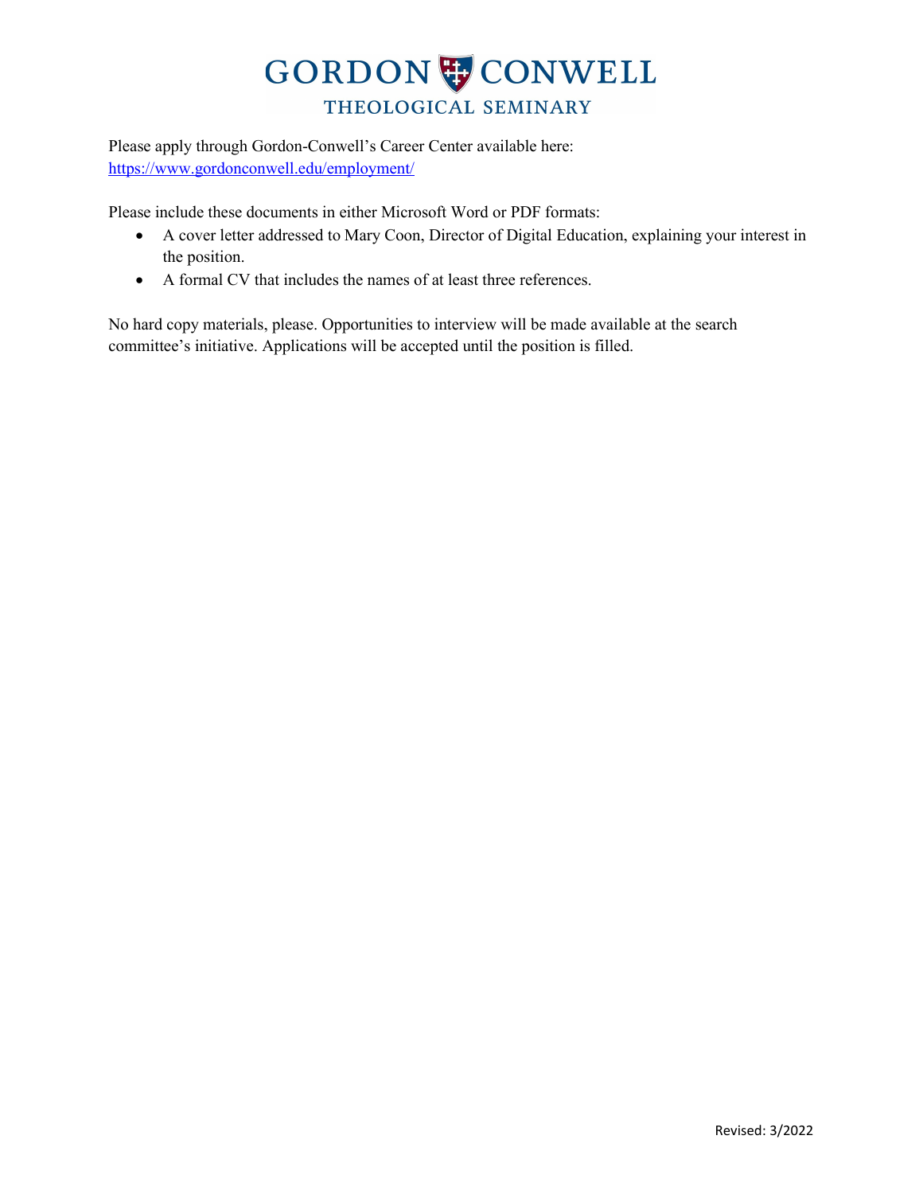Please apply through Gordon-Conwell's Career Center available here:
[https://www.gordonconwell.edu/employment/](https://www.gordonconwell.edu/employment/)

Please include these documents in either Microsoft Word or PDF formats:

- A cover letter addressed to Mary Coon, Director of Digital Education, explaining your interest in the position.
- A formal CV that includes the names of at least three references.

No hard copy materials, please. Opportunities to interview will be made available at the search committee's initiative. Applications will be accepted until the position is filled.

Revised: 3/2022